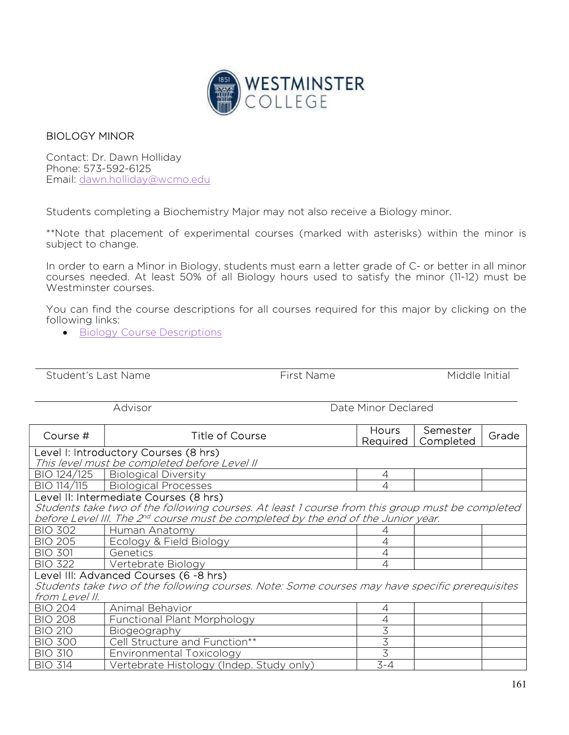WESTMINSTER COLLEGE

## BIOLOGY MINOR

Contact: Dr. Dawn Holliday
Phone: 573-592-6125
Email: dawn.holliday@wcmo.edu

Students completing a Biochemistry Major may not also receive a Biology minor.

**Note that placement of experimental courses (marked with asterisks) within the minor is subject to change.

In order to earn a Minor in Biology, students must earn a letter grade of C- or better in all minor courses needed. At least 50% of all Biology hours used to satisfy the minor (11-12) must be Westminster courses.

You can find the course descriptions for all courses required for this major by clicking on the following links:

- Biology Course Descriptions

Student's Last Name ____________ First Name ____________ Middle Initial ____________

Advisor ____________ Date Minor Declared ____________

| Course # | Title of Course | Hours Required | Semester Completed | Grade |
|---|---|---|---|---|
| Level I: Introductory Courses (8 hrs) *This level must be completed before Level II* | | | | |
| BIO 124/125 | Biological Diversity | 4 | | |
| BIO 114/115 | Biological Processes | 4 | | |
| Level II: Intermediate Courses (8 hrs) *Students take two of the following courses. At least 1 course from this group must be completed before Level III. The 2nd course must be completed by the end of the Junior year.* | | | | |
| BIO 302 | Human Anatomy | 4 | | |
| BIO 205 | Ecology & Field Biology | 4 | | |
| BIO 301 | Genetics | 4 | | |
| BIO 322 | Vertebrate Biology | 4 | | |
| Level III: Advanced Courses (6 -8 hrs) *Students take two of the following courses. Note: Some courses may have specific prerequisites from Level II.* | | | | |
| BIO 204 | Animal Behavior | 4 | | |
| BIO 208 | Functional Plant Morphology | 4 | | |
| BIO 210 | Biogeography | 3 | | |
| BIO 300 | Cell Structure and Function** | 3 | | |
| BIO 310 | Environmental Toxicology | 3 | | |
| BIO 314 | Vertebrate Histology (Indep. Study only) | 3-4 | | |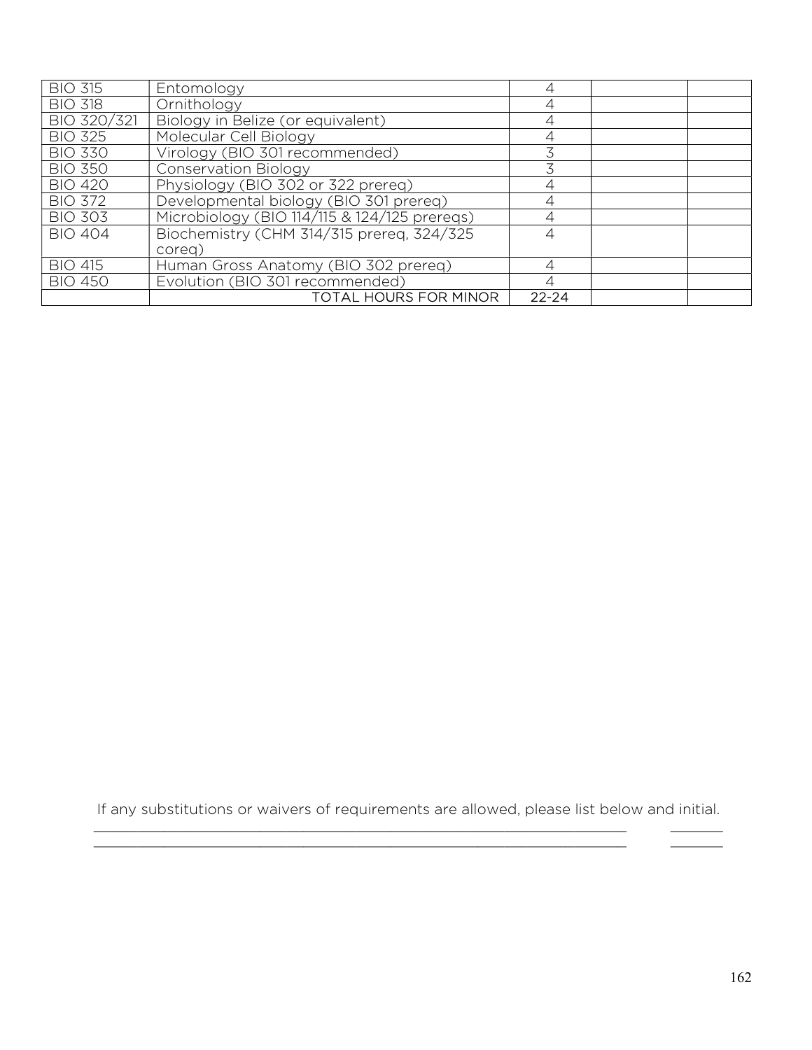| | | | | |
|---|---|---|---|---|
| BIO 315 | Entomology | 4 | | |
| BIO 318 | Ornithology | 4 | | |
| BIO 320/321 | Biology in Belize (or equivalent) | 4 | | |
| BIO 325 | Molecular Cell Biology | 4 | | |
| BIO 330 | Virology (BIO 301 recommended) | 3 | | |
| BIO 350 | Conservation Biology | 3 | | |
| BIO 420 | Physiology (BIO 302 or 322 prereq) | 4 | | |
| BIO 372 | Developmental biology (BIO 301 prereq) | 4 | | |
| BIO 303 | Microbiology (BIO 114/115 & 124/125 prereqs) | 4 | | |
| BIO 404 | Biochemistry (CHM 314/315 prereq, 324/325 coreq) | 4 | | |
| BIO 415 | Human Gross Anatomy (BIO 302 prereq) | 4 | | |
| BIO 450 | Evolution (BIO 301 recommended) | 4 | | |
| | TOTAL HOURS FOR MINOR | 22-24 | | |

If any substitutions or waivers of requirements are allowed, please list below and initial.

_______________________________________________________________ _______

_______________________________________________________________ _______